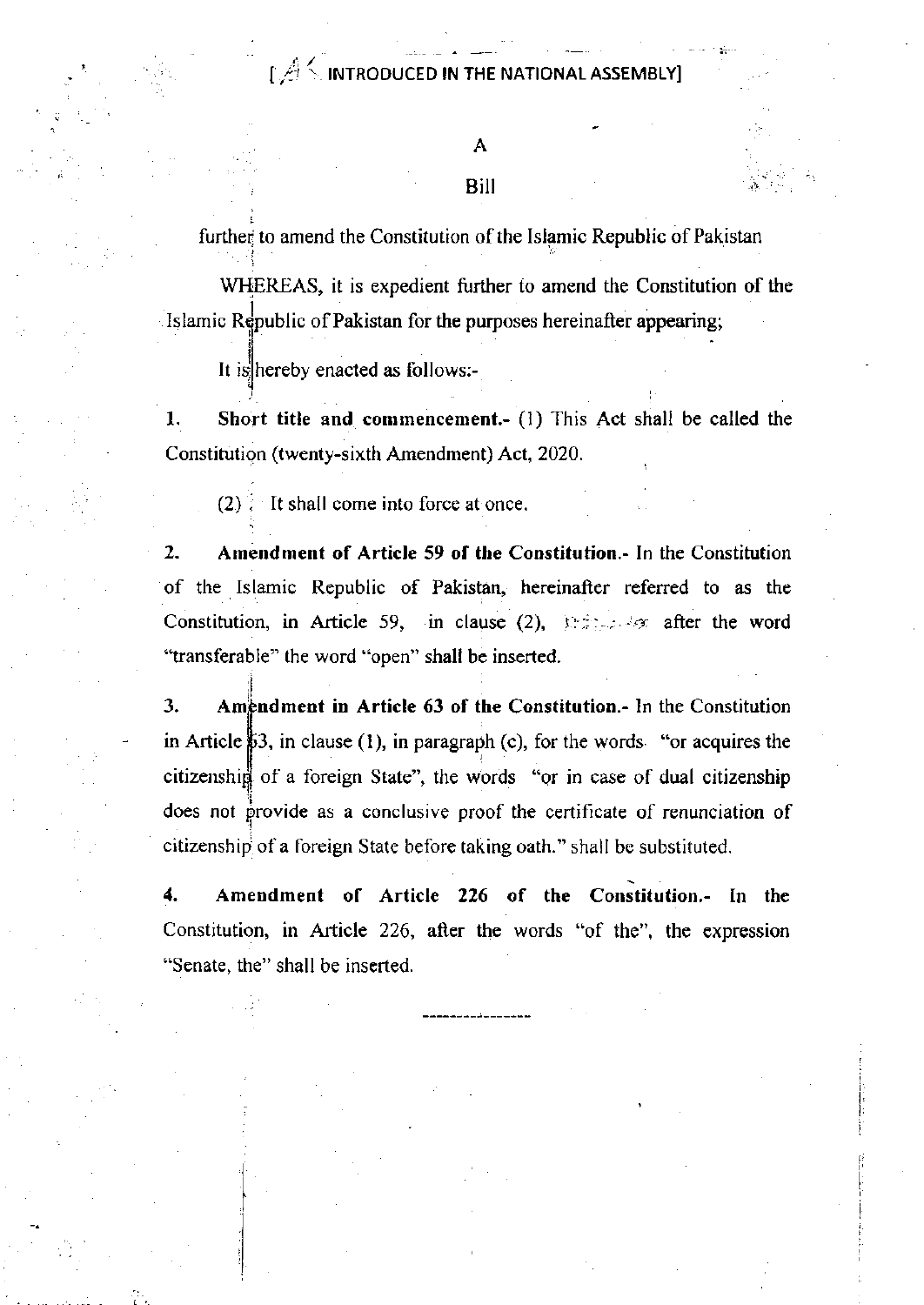[AS INTRODUCED IN THE NATIONAL ASSEMBLY]

# A

# Bill

further to amend the Constitution of the Islamic Republic of Pakistan

WHEREAS, it is expedient further to amend the Constitution of the Islamic Republic of Pakistan for the purposes hereinafter appearing;

It is hereby enacted as follows:-

**1. Short title and commencement.-** (1) This Act shall be called the Constitution (twenty-sixth Amendment) Act, 2020.

(2) It shall come into force at once.

**2. Amendment of Article 59 of the Constitution.-** In the Constitution of the Islamic Republic of Pakistan, hereinafter referred to as the Constitution, in Article 59, in clause (2), after the word "transferable" the word "open" shall be inserted.

**3. Amendment in Article 63 of the Constitution.-** In the Constitution in Article 63, in clause (1), in paragraph (c), for the words "or acquires the citizenship of a foreign State", the words "or in case of dual citizenship does not provide as a conclusive proof the certificate of renunciation of citizenship of a foreign State before taking oath." shall be substituted.

**4. Amendment of Article 226 of the Constitution.-** In the Constitution, in Article 226, after the words "of the", the expression "Senate, the" shall be inserted.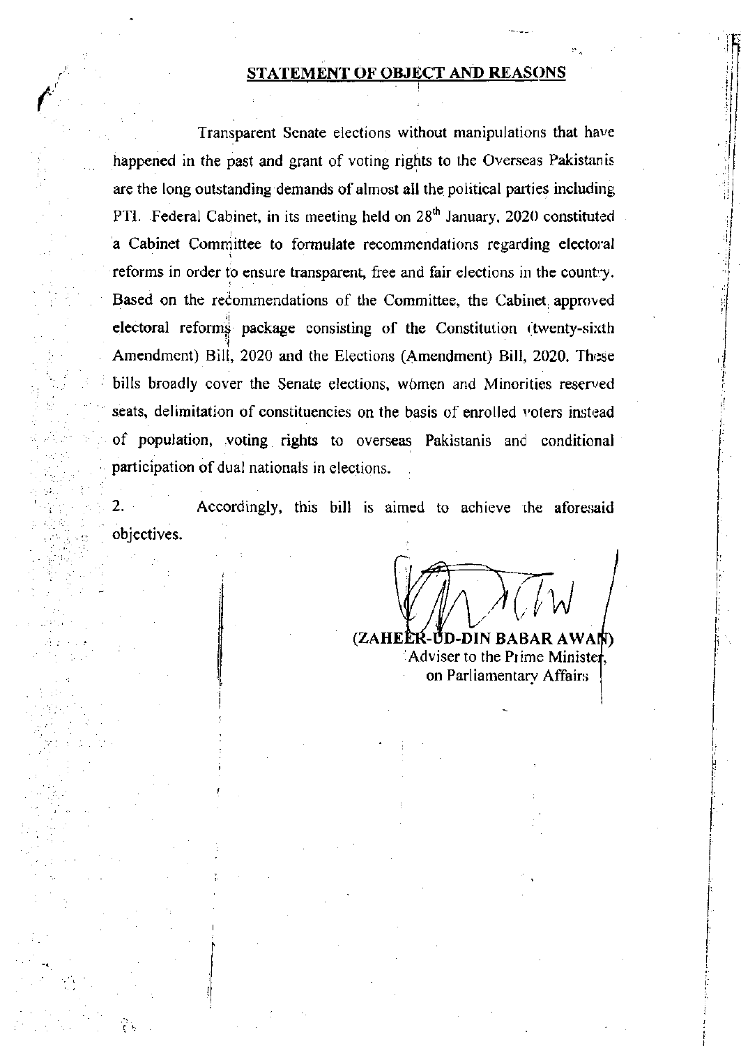## STATEMENT OF OBJECT AND REASONS

Transparent Senate elections without manipulations that have happened in the past and grant of voting rights to the Overseas Pakistanis are the long outstanding demands of almost all the political parties including PTI. Federal Cabinet, in its meeting held on 28th January, 2020 constituted a Cabinet Committee to formulate recommendations regarding electoral reforms in order to ensure transparent, free and fair elections in the country. Based on the recommendations of the Committee, the Cabinet approved electoral reforms package consisting of the Constitution (twenty-sixth Amendment) Bill, 2020 and the Elections (Amendment) Bill, 2020. These bills broadly cover the Senate elections, women and Minorities reserved seats, delimitation of constituencies on the basis of enrolled voters instead of population, voting rights to overseas Pakistanis and conditional participation of dual nationals in elections.

2. Accordingly, this bill is aimed to achieve the aforesaid objectives.

**(ZAHEER-UD-DIN BABAR AWAN)**
Adviser to the Prime Minister,
on Parliamentary Affairs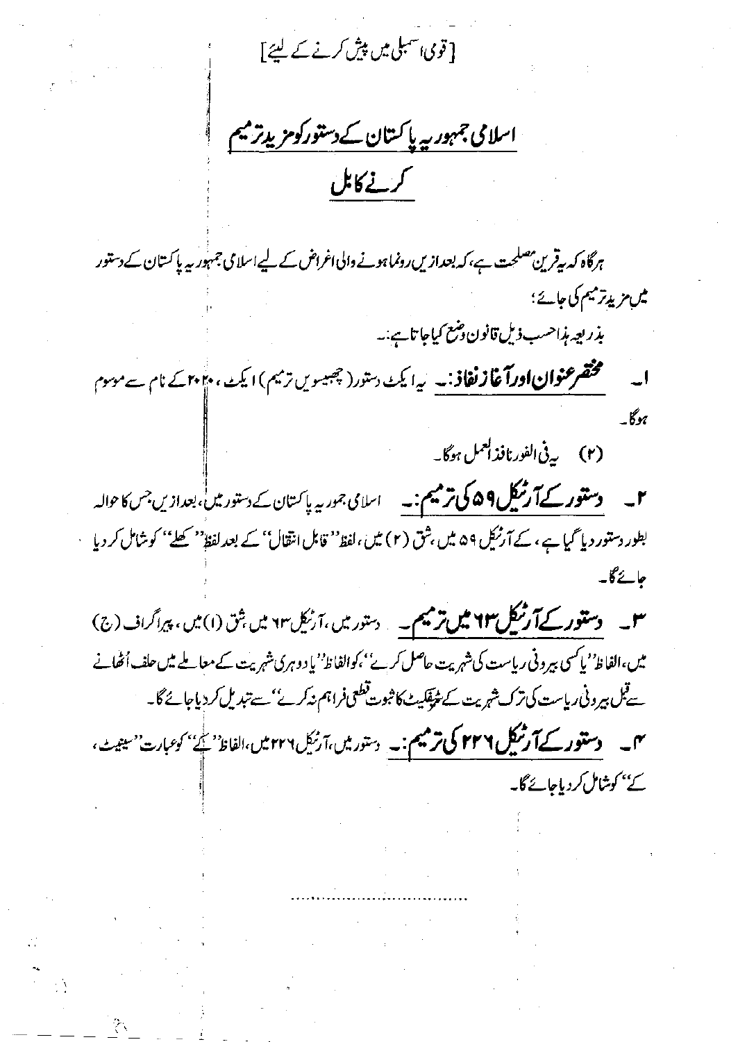[قومی اسمبلی میں پیش کرنے کے لیے]

## اسلامی جمہوریہ پاکستان کے دستور کو مزید ترمیم کرنے کا بل

ہرگاہ کہ یہ قرین مصلحت ہے، کہ بعدازیں رونما ہونے والی اغراض کے لیے اسلامی جمہوریہ پاکستان کے دستور میں مزید ترمیم کی جائے؛

بذریعہ ہذا حسب ذیل قانون وضع کیا جاتا ہے:۔

۱۔ **مختصر عنوان اور آغاز نفاذ:۔** یہ ایکٹ دستور (چھبیسویں ترمیم) ایکٹ، ۲۰۲۰ کے نام سے موسوم ہوگا۔

(۲) یہ فی الفور نافذ العمل ہوگا۔

۲۔ **دستور کے آرٹیکل ۵۹ کی ترمیم:۔** اسلامی جمہوریہ پاکستان کے دستور میں، بعدازیں جس کا حوالہ بطور دستور دیا گیا ہے، کے آرٹیکل ۵۹ میں، شق (۲) میں، لفظ "قابل انتقال" کے بعد لفظ "کھلے" کو شامل کر دیا جائے گا۔

۳۔ **دستور کے آرٹیکل ۶۳ میں ترمیم۔** دستور میں، آرٹیکل ۶۳ میں شق (۱) میں، پیراگراف (ج) میں، الفاظ "یا کسی بیرونی ریاست کی شہریت حاصل کرے"، کو الفاظ "یا دوہری شہریت کے معاملے میں حلف اُٹھانے سے قبل بیرونی ریاست کی ترک شہریت کے سرٹیفکیٹ کا ثبوت قطعی فراہم نہ کرے" سے تبدیل کر دیا جائے گا۔

۴۔ **دستور کے آرٹیکل ۲۲۶ کی ترمیم:۔** دستور میں، آرٹیکل ۲۲۶ میں، الفاظ "کے" کو عبارت "سینیٹ، کے" کو شامل کر دیا جائے گا۔

..........................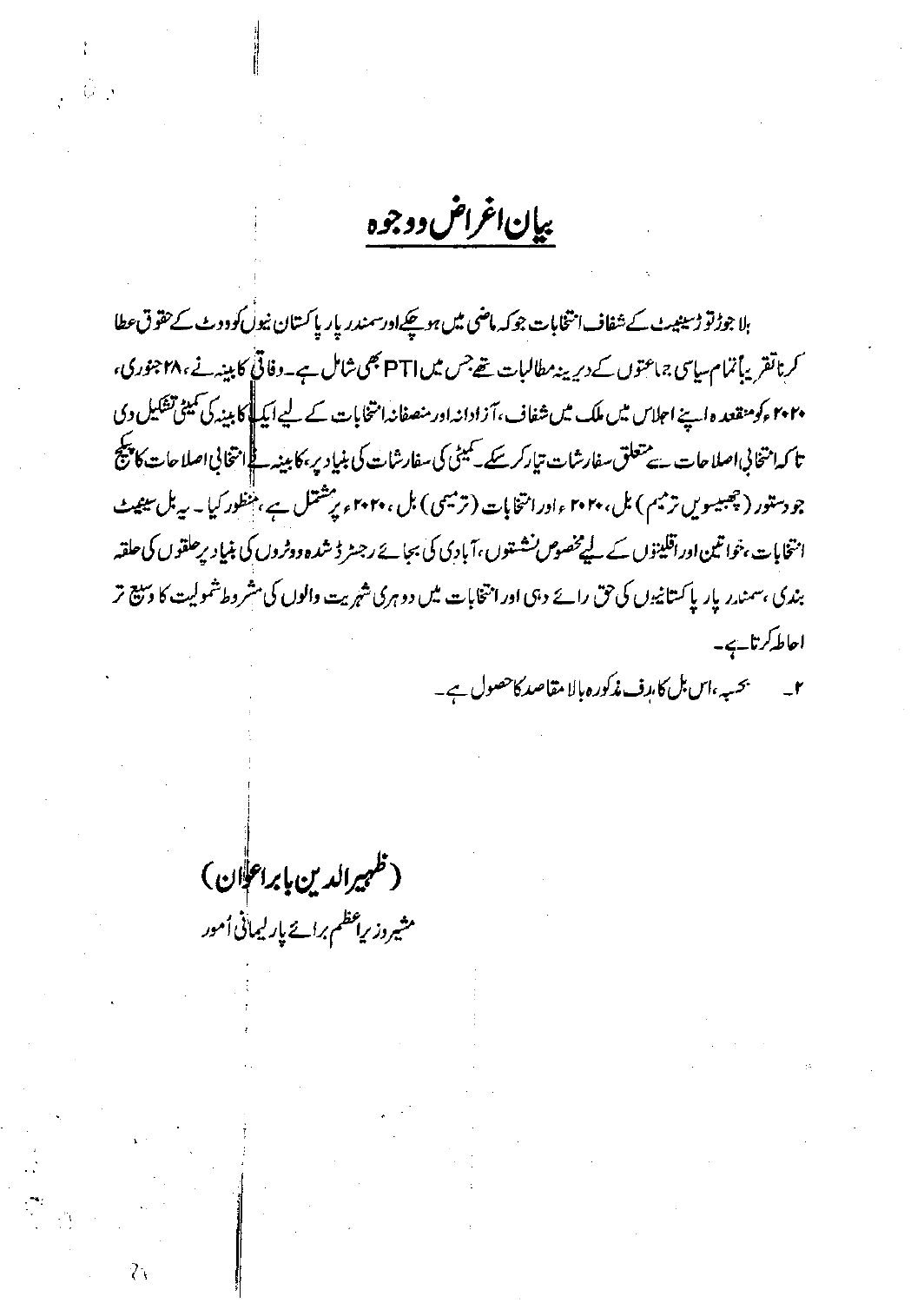## بیان اغراض ووجوہ

بلا جوڑتوڑ سینیٹ کے شفاف انتخابات جو کہ ماضی میں ہو چکے اور سمندر پار پاکستانیوں کو ووٹ کے حقوق عطا کرنا تقریباً تمام سیاسی جماعتوں کے دیرینہ مطالبات تھے جس میں PTI بھی شامل ہے۔ وفاقی کابینہ نے، ۲۸ جنوری، ۲۰۲۰ء کو منعقدہ اپنے اجلاس میں ملک میں شفاف، آزادانہ اور منصفانہ انتخابات کے لیے ایک کابینہ کی کمیٹی تشکیل دی تا کہ انتخابی اصلاحات سے متعلق سفارشات تیار کر سکے۔ کمیٹی کی سفارشات کی بنیاد پر، کابینہ نے انتخابی اصلاحات کا پیکج جو دستور (چھبیسویں ترمیم) بل، ۲۰۲۰ء اور انتخابات (ترمیمی) بل، ۲۰۲۰ء پر مشتمل ہے، منظور کیا۔ یہ بل سینیٹ انتخابات، خواتین اور اقلیتوں کے لیے مخصوص نشستوں، آبادی کی بجائے رجسٹرڈ شدہ ووٹروں کی بنیاد پر حلقوں کی حلقہ بندی، سمندر پار پاکستانیوں کی حق رائے دہی اور انتخابات میں دوہری شہریت والوں کی مشروط شمولیت کا وسیع تر احاطہ کرتا ہے۔

۲۔ بحسبہ، اس بل کا ہدف مذکورہ بالا مقاصد کا حصول ہے۔

**(ظہیرالدین بابر اعوان)**

مشیر وزیراعظم برائے پارلیمانی اُمور